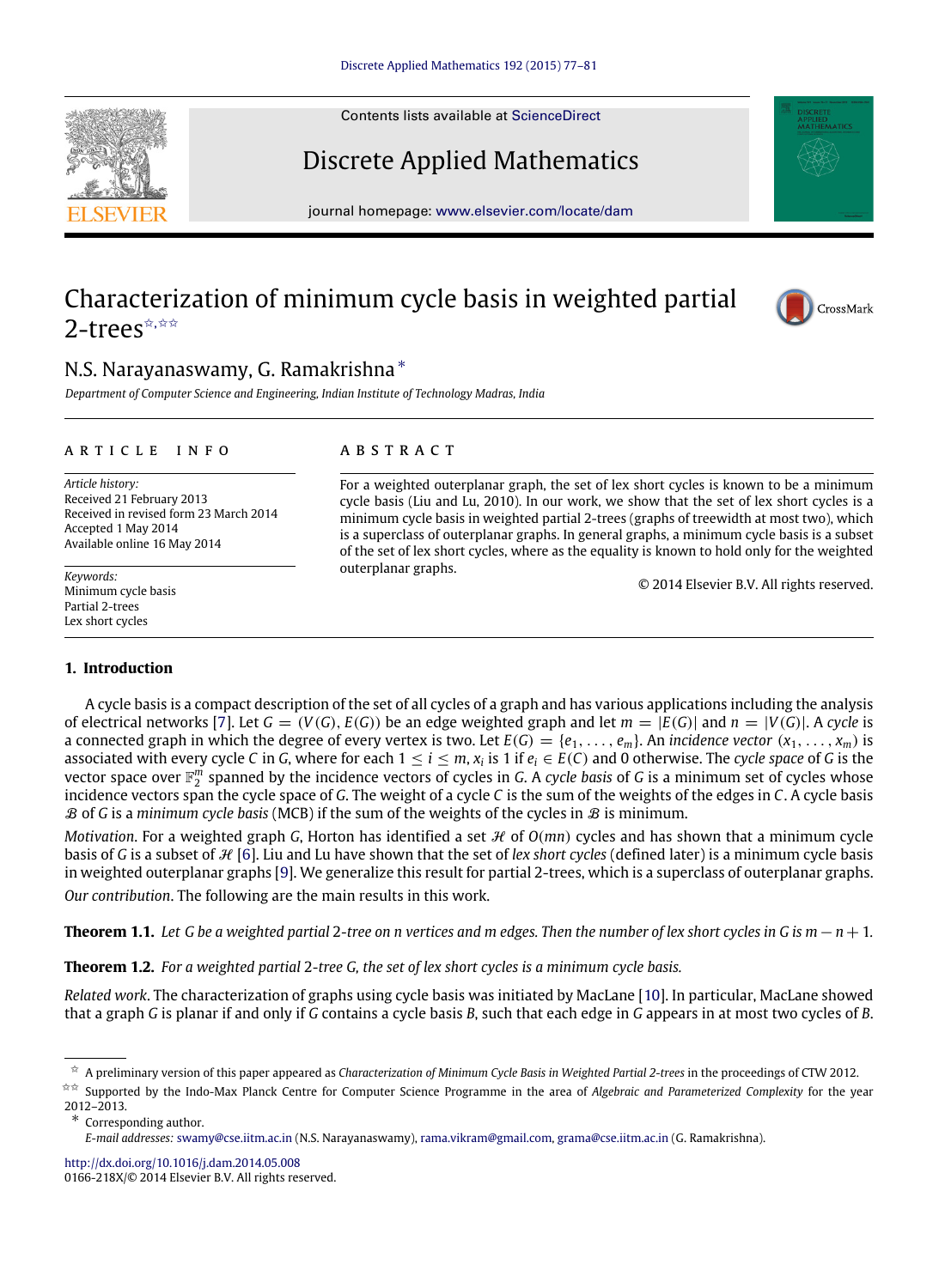# Characterization of minimum cycle basis in weighted partial 2-trees[☆,☆☆]

N.S. Narayanaswamy, G. Ramakrishna[*]

*Department of Computer Science and Engineering, Indian Institute of Technology Madras, India*

---

**ARTICLE INFO**

*Article history:*
Received 21 February 2013
Received in revised form 23 March 2014
Accepted 1 May 2014
Available online 16 May 2014

*Keywords:*
Minimum cycle basis
Partial 2-trees
Lex short cycles

**ABSTRACT**

For a weighted outerplanar graph, the set of lex short cycles is known to be a minimum cycle basis (Liu and Lu, 2010). In our work, we show that the set of lex short cycles is a minimum cycle basis in weighted partial 2-trees (graphs of treewidth at most two), which is a superclass of outerplanar graphs. In general graphs, a minimum cycle basis is a subset of the set of lex short cycles, where as the equality is known to hold only for the weighted outerplanar graphs.

© 2014 Elsevier B.V. All rights reserved.

---

## 1. Introduction

A cycle basis is a compact description of the set of all cycles of a graph and has various applications including the analysis of electrical networks [7]. Let $G = (V(G), E(G))$ be an edge weighted graph and let $m = |E(G)|$ and $n = |V(G)|$. A *cycle* is a connected graph in which the degree of every vertex is two. Let $E(G) = \{e_1, \ldots, e_m\}$. An *incidence vector* $(x_1, \ldots, x_m)$ is associated with every cycle $C$ in $G$, where for each $1 \leq i \leq m$, $x_i$ is 1 if $e_i \in E(C)$ and 0 otherwise. The *cycle space* of $G$ is the vector space over $\mathbb{F}_2^m$ spanned by the incidence vectors of cycles in $G$. A *cycle basis* of $G$ is a minimum set of cycles whose incidence vectors span the cycle space of $G$. The weight of a cycle $C$ is the sum of the weights of the edges in $C$. A cycle basis $\mathcal{B}$ of $G$ is a *minimum cycle basis* (MCB) if the sum of the weights of the cycles in $\mathcal{B}$ is minimum.

*Motivation.* For a weighted graph $G$, Horton has identified a set $\mathcal{H}$ of $O(mn)$ cycles and has shown that a minimum cycle basis of $G$ is a subset of $\mathcal{H}$ [6]. Liu and Lu have shown that the set of *lex short cycles* (defined later) is a minimum cycle basis in weighted outerplanar graphs [9]. We generalize this result for partial 2-trees, which is a superclass of outerplanar graphs.

*Our contribution.* The following are the main results in this work.

**Theorem 1.1.** *Let $G$ be a weighted partial 2-tree on $n$ vertices and $m$ edges. Then the number of lex short cycles in $G$ is $m - n + 1$.*

**Theorem 1.2.** *For a weighted partial 2-tree $G$, the set of lex short cycles is a minimum cycle basis.*

*Related work.* The characterization of graphs using cycle basis was initiated by MacLane [10]. In particular, MacLane showed that a graph $G$ is planar if and only if $G$ contains a cycle basis $B$, such that each edge in $G$ appears in at most two cycles of $B$.

---

[☆] A preliminary version of this paper appeared as *Characterization of Minimum Cycle Basis in Weighted Partial 2-trees* in the proceedings of CTW 2012.

[☆☆] Supported by the Indo-Max Planck Centre for Computer Science Programme in the area of *Algebraic and Parameterized Complexity* for the year 2012–2013.

[*] Corresponding author.
*E-mail addresses:* swamy@cse.iitm.ac.in (N.S. Narayanaswamy), rama.vikram@gmail.com, grama@cse.iitm.ac.in (G. Ramakrishna).

http://dx.doi.org/10.1016/j.dam.2014.05.008
0166-218X/© 2014 Elsevier B.V. All rights reserved.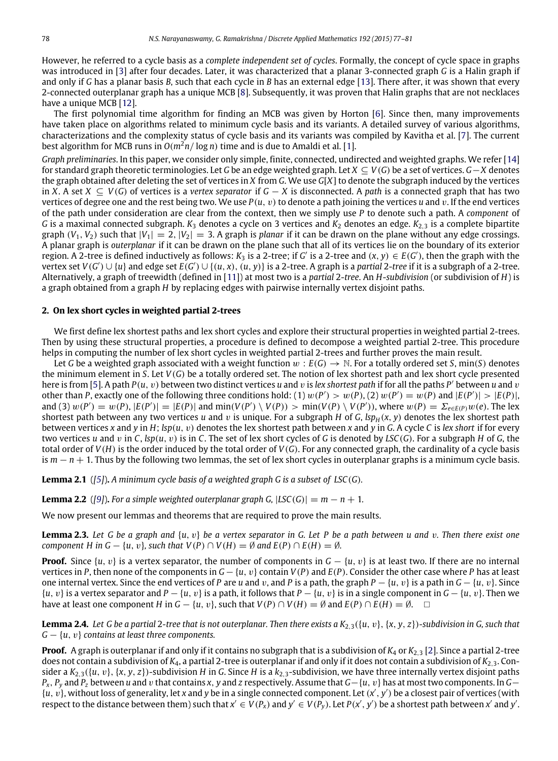However, he referred to a cycle basis as a *complete independent set of cycles*. Formally, the concept of cycle space in graphs was introduced in [3] after four decades. Later, it was characterized that a planar 3-connected graph $G$ is a Halin graph if and only if $G$ has a planar basis $B$, such that each cycle in $B$ has an external edge [13]. There after, it was shown that every 2-connected outerplanar graph has a unique MCB [8]. Subsequently, it was proven that Halin graphs that are not necklaces have a unique MCB [12].

The first polynomial time algorithm for finding an MCB was given by Horton [6]. Since then, many improvements have taken place on algorithms related to minimum cycle basis and its variants. A detailed survey of various algorithms, characterizations and the complexity status of cycle basis and its variants was compiled by Kavitha et al. [7]. The current best algorithm for MCB runs in $O(m^2n/\log n)$ time and is due to Amaldi et al. [1].

*Graph preliminaries*. In this paper, we consider only simple, finite, connected, undirected and weighted graphs. We refer [14] for standard graph theoretic terminologies. Let $G$ be an edge weighted graph. Let $X \subseteq V(G)$ be a set of vertices. $G-X$ denotes the graph obtained after deleting the set of vertices in $X$ from $G$. We use $G[X]$ to denote the subgraph induced by the vertices in $X$. A set $X \subseteq V(G)$ of vertices is a *vertex separator* if $G - X$ is disconnected. A *path* is a connected graph that has two vertices of degree one and the rest being two. We use $P(u, v)$ to denote a path joining the vertices $u$ and $v$. If the end vertices of the path under consideration are clear from the context, then we simply use $P$ to denote such a path. A *component* of $G$ is a maximal connected subgraph. $K_3$ denotes a cycle on 3 vertices and $K_2$ denotes an edge. $K_{2,3}$ is a complete bipartite graph $(V_1, V_2)$ such that $|V_1| = 2$, $|V_2| = 3$. A graph is *planar* if it can be drawn on the plane without any edge crossings. A planar graph is *outerplanar* if it can be drawn on the plane such that all of its vertices lie on the boundary of its exterior region. A 2-tree is defined inductively as follows: $K_3$ is a 2-tree; if $G'$ is a 2-tree and $(x, y) \in E(G')$, then the graph with the vertex set $V(G') \cup \{u\}$ and edge set $E(G') \cup \{(u, x), (u, y)\}$ is a 2-tree. A graph is a *partial* 2*-tree* if it is a subgraph of a 2-tree. Alternatively, a graph of treewidth (defined in [11]) at most two is a *partial* 2*-tree*. An *H-subdivision* (or subdivision of $H$) is a graph obtained from a graph $H$ by replacing edges with pairwise internally vertex disjoint paths.

## 2. On lex short cycles in weighted partial 2-trees

We first define lex shortest paths and lex short cycles and explore their structural properties in weighted partial 2-trees. Then by using these structural properties, a procedure is defined to decompose a weighted partial 2-tree. This procedure helps in computing the number of lex short cycles in weighted partial 2-trees and further proves the main result.

Let $G$ be a weighted graph associated with a weight function $w : E(G) \rightarrow \mathbb{N}$. For a totally ordered set $S$, $\min(S)$ denotes the minimum element in $S$. Let $V(G)$ be a totally ordered set. The notion of lex shortest path and lex short cycle presented here is from [5]. A path $P(u, v)$ between two distinct vertices $u$ and $v$ is *lex shortest path* if for all the paths $P'$ between $u$ and $v$ other than $P$, exactly one of the following three conditions hold: (1) $w(P') > w(P)$, (2) $w(P') = w(P)$ and $|E(P')| > |E(P)|$, and (3) $w(P') = w(P)$, $|E(P')| = |E(P)|$ and $\min(V(P') \setminus V(P)) > \min(V(P) \setminus V(P'))$, where $w(P) = \Sigma_{e \in E(P)} w(e)$. The lex shortest path between any two vertices $u$ and $v$ is unique. For a subgraph $H$ of $G$, $lsp_H(x, y)$ denotes the lex shortest path between vertices $x$ and $y$ in $H$; $lsp(u, v)$ denotes the lex shortest path between $x$ and $y$ in $G$. A cycle $C$ is *lex short* if for every two vertices $u$ and $v$ in $C$, $lsp(u, v)$ is in $C$. The set of lex short cycles of $G$ is denoted by $LSC(G)$. For a subgraph $H$ of $G$, the total order of $V(H)$ is the order induced by the total order of $V(G)$. For any connected graph, the cardinality of a cycle basis is $m - n + 1$. Thus by the following two lemmas, the set of lex short cycles in outerplanar graphs is a minimum cycle basis.

**Lemma 2.1** ([5]). *A minimum cycle basis of a weighted graph G is a subset of* $LSC(G)$.

**Lemma 2.2** ([9]). *For a simple weighted outerplanar graph G,* $|LSC(G)| = m - n + 1$.

We now present our lemmas and theorems that are required to prove the main results.

**Lemma 2.3.** *Let G be a graph and* $\{u, v\}$ *be a vertex separator in G. Let P be a path between u and v. Then there exist one component H in* $G - \{u, v\}$*, such that* $V(P) \cap V(H) = \emptyset$ *and* $E(P) \cap E(H) = \emptyset$.

**Proof.** Since $\{u, v\}$ is a vertex separator, the number of components in $G - \{u, v\}$ is at least two. If there are no internal vertices in $P$, then none of the components in $G - \{u, v\}$ contain $V(P)$ and $E(P)$. Consider the other case where $P$ has at least one internal vertex. Since the end vertices of $P$ are $u$ and $v$, and $P$ is a path, the graph $P - \{u, v\}$ is a path in $G - \{u, v\}$. Since $\{u, v\}$ is a vertex separator and $P - \{u, v\}$ is a path, it follows that $P - \{u, v\}$ is in a single component in $G - \{u, v\}$. Then we have at least one component $H$ in $G - \{u, v\}$, such that $V(P) \cap V(H) = \emptyset$ and $E(P) \cap E(H) = \emptyset$. □

**Lemma 2.4.** *Let G be a partial* 2*-tree that is not outerplanar. Then there exists a* $K_{2,3}(\{u, v\}, \{x, y, z\})$*-subdivision in G, such that* $G - \{u, v\}$ *contains at least three components.*

**Proof.** A graph is outerplanar if and only if it contains no subgraph that is a subdivision of $K_4$ or $K_{2,3}$ [2]. Since a partial 2-tree does not contain a subdivision of $K_4$, a partial 2-tree is outerplanar if and only if it does not contain a subdivision of $K_{2,3}$. Consider a $K_{2,3}(\{u, v\}, \{x, y, z\})$-subdivision $H$ in $G$. Since $H$ is a $k_{2,3}$-subdivision, we have three internally vertex disjoint paths $P_x$, $P_y$ and $P_z$ between $u$ and $v$ that contains $x$, $y$ and $z$ respectively. Assume that $G - \{u, v\}$ has at most two components. In $G - \{u, v\}$, without loss of generality, let $x$ and $y$ be in a single connected component. Let $(x', y')$ be a closest pair of vertices (with respect to the distance between them) such that $x' \in V(P_x)$ and $y' \in V(P_y)$. Let $P(x', y')$ be a shortest path between $x'$ and $y'$.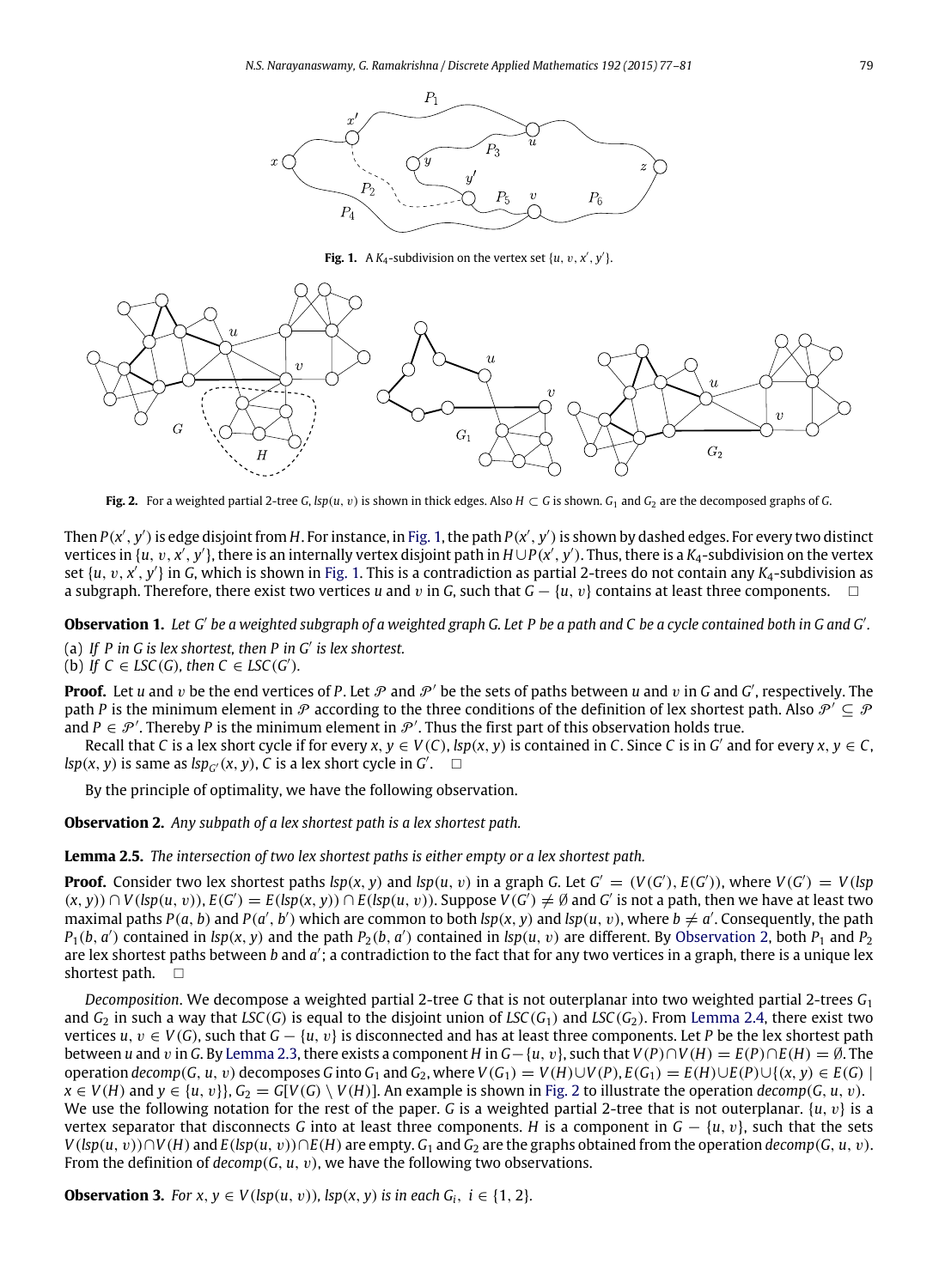Fig. 1. A $K_4$-subdivision on the vertex set $\{u, v, x', y'\}$.

Fig. 2. For a weighted partial 2-tree $G$, $lsp(u, v)$ is shown in thick edges. Also $H \subset G$ is shown. $G_1$ and $G_2$ are the decomposed graphs of $G$.

Then $P(x', y')$ is edge disjoint from $H$. For instance, in Fig. 1, the path $P(x', y')$ is shown by dashed edges. For every two distinct vertices in $\{u, v, x', y'\}$, there is an internally vertex disjoint path in $H \cup P(x', y')$. Thus, there is a $K_4$-subdivision on the vertex set $\{u, v, x', y'\}$ in $G$, which is shown in Fig. 1. This is a contradiction as partial 2-trees do not contain any $K_4$-subdivision as a subgraph. Therefore, there exist two vertices $u$ and $v$ in $G$, such that $G - \{u, v\}$ contains at least three components. $\square$

**Observation 1.** *Let $G'$ be a weighted subgraph of a weighted graph $G$. Let $P$ be a path and $C$ be a cycle contained both in $G$ and $G'$.*

(a) *If $P$ in $G$ is lex shortest, then $P$ in $G'$ is lex shortest.*
(b) *If $C \in LSC(G)$, then $C \in LSC(G')$.*

**Proof.** Let $u$ and $v$ be the end vertices of $P$. Let $\mathcal{P}$ and $\mathcal{P}'$ be the sets of paths between $u$ and $v$ in $G$ and $G'$, respectively. The path $P$ is the minimum element in $\mathcal{P}$ according to the three conditions of the definition of lex shortest path. Also $\mathcal{P}' \subseteq \mathcal{P}$ and $P \in \mathcal{P}'$. Thereby $P$ is the minimum element in $\mathcal{P}'$. Thus the first part of this observation holds true.

Recall that $C$ is a lex short cycle if for every $x, y \in V(C)$, $lsp(x, y)$ is contained in $C$. Since $C$ is in $G'$ and for every $x, y \in C$, $lsp(x, y)$ is same as $lsp_{G'}(x, y)$, $C$ is a lex short cycle in $G'$. $\square$

By the principle of optimality, we have the following observation.

**Observation 2.** *Any subpath of a lex shortest path is a lex shortest path.*

**Lemma 2.5.** *The intersection of two lex shortest paths is either empty or a lex shortest path.*

**Proof.** Consider two lex shortest paths $lsp(x, y)$ and $lsp(u, v)$ in a graph $G$. Let $G' = (V(G'), E(G'))$, where $V(G') = V(lsp(x, y)) \cap V(lsp(u, v))$, $E(G') = E(lsp(x, y)) \cap E(lsp(u, v))$. Suppose $V(G') \neq \emptyset$ and $G'$ is not a path, then we have at least two maximal paths $P(a, b)$ and $P(a', b')$ which are common to both $lsp(x, y)$ and $lsp(u, v)$, where $b \neq a'$. Consequently, the path $P_1(b, a')$ contained in $lsp(x, y)$ and the path $P_2(b, a')$ contained in $lsp(u, v)$ are different. By Observation 2, both $P_1$ and $P_2$ are lex shortest paths between $b$ and $a'$; a contradiction to the fact that for any two vertices in a graph, there is a unique lex shortest path. $\square$

*Decomposition*. We decompose a weighted partial 2-tree $G$ that is not outerplanar into two weighted partial 2-trees $G_1$ and $G_2$ in such a way that $LSC(G)$ is equal to the disjoint union of $LSC(G_1)$ and $LSC(G_2)$. From Lemma 2.4, there exist two vertices $u, v \in V(G)$, such that $G - \{u, v\}$ is disconnected and has at least three components. Let $P$ be the lex shortest path between $u$ and $v$ in $G$. By Lemma 2.3, there exists a component $H$ in $G - \{u, v\}$, such that $V(P) \cap V(H) = E(P) \cap E(H) = \emptyset$. The operation $decomp(G, u, v)$ decomposes $G$ into $G_1$ and $G_2$, where $V(G_1) = V(H) \cup V(P)$, $E(G_1) = E(H) \cup E(P) \cup \{(x, y) \in E(G) \mid x \in V(H) \text{ and } y \in \{u, v\}\}$, $G_2 = G[V(G) \setminus V(H)]$. An example is shown in Fig. 2 to illustrate the operation $decomp(G, u, v)$. We use the following notation for the rest of the paper. $G$ is a weighted partial 2-tree that is not outerplanar. $\{u, v\}$ is a vertex separator that disconnects $G$ into at least three components. $H$ is a component in $G - \{u, v\}$, such that the sets $V(lsp(u, v)) \cap V(H)$ and $E(lsp(u, v)) \cap E(H)$ are empty. $G_1$ and $G_2$ are the graphs obtained from the operation $decomp(G, u, v)$. From the definition of $decomp(G, u, v)$, we have the following two observations.

**Observation 3.** *For $x, y \in V(lsp(u, v))$, $lsp(x, y)$ is in each $G_i$, $i \in \{1, 2\}$.*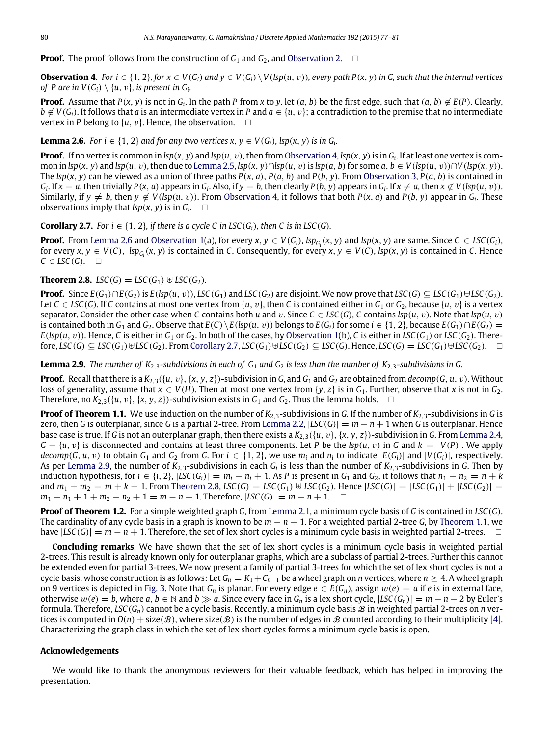**Proof.** The proof follows from the construction of $G_1$ and $G_2$, and Observation 2. $\square$

**Observation 4.** *For $i \in \{1, 2\}$, for $x \in V(G_i)$ and $y \in V(G_i) \setminus V(lsp(u, v))$, every path $P(x, y)$ in $G$, such that the internal vertices of $P$ are in $V(G_i) \setminus \{u, v\}$, is present in $G_i$.*

**Proof.** Assume that $P(x, y)$ is not in $G_i$. In the path $P$ from $x$ to $y$, let $(a, b)$ be the first edge, such that $(a, b) \notin E(P)$. Clearly, $b \notin V(G_i)$. It follows that $a$ is an intermediate vertex in $P$ and $a \in \{u, v\}$; a contradiction to the premise that no intermediate vertex in $P$ belong to $\{u, v\}$. Hence, the observation. $\square$

**Lemma 2.6.** *For $i \in \{1, 2\}$ and for any two vertices $x, y \in V(G_i)$, $lsp(x, y)$ is in $G_i$.*

**Proof.** If no vertex is common in $lsp(x, y)$ and $lsp(u, v)$, then from Observation 4, $lsp(x, y)$ is in $G_i$. If at least one vertex is common in $lsp(x, y)$ and $lsp(u, v)$, then due to Lemma 2.5, $lsp(x, y) \cap lsp(u, v)$ is $lsp(a, b)$ for some $a, b \in V(lsp(u, v)) \cap V(lsp(x, y))$. The $lsp(x, y)$ can be viewed as a union of three paths $P(x, a)$, $P(a, b)$ and $P(b, y)$. From Observation 3, $P(a, b)$ is contained in $G_i$. If $x = a$, then trivially $P(x, a)$ appears in $G_i$. Also, if $y = b$, then clearly $P(b, y)$ appears in $G_i$. If $x \neq a$, then $x \notin V(lsp(u, v))$. Similarly, if $y \neq b$, then $y \notin V(lsp(u, v))$. From Observation 4, it follows that both $P(x, a)$ and $P(b, y)$ appear in $G_i$. These observations imply that $lsp(x, y)$ is in $G_i$. $\square$

**Corollary 2.7.** *For $i \in \{1, 2\}$, if there is a cycle $C$ in $LSC(G_i)$, then $C$ is in $LSC(G)$.*

**Proof.** From Lemma 2.6 and Observation 1(a), for every $x, y \in V(G_i)$, $lsp_{G_i}(x, y)$ and $lsp(x, y)$ are same. Since $C \in LSC(G_i)$, for every $x, y \in V(C)$, $lsp_{G_i}(x, y)$ is contained in $C$. Consequently, for every $x, y \in V(C)$, $lsp(x, y)$ is contained in $C$. Hence $C \in LSC(G)$. $\square$

**Theorem 2.8.** $LSC(G) = LSC(G_1) \uplus LSC(G_2)$.

**Proof.** Since $E(G_1) \cap E(G_2)$ is $E(lsp(u, v))$, $LSC(G_1)$ and $LSC(G_2)$ are disjoint. We now prove that $LSC(G) \subseteq LSC(G_1) \uplus LSC(G_2)$. Let $C \in LSC(G)$. If $C$ contains at most one vertex from $\{u, v\}$, then $C$ is contained either in $G_1$ or $G_2$, because $\{u, v\}$ is a vertex separator. Consider the other case when $C$ contains both $u$ and $v$. Since $C \in LSC(G)$, $C$ contains $lsp(u, v)$. Note that $lsp(u, v)$ is contained both in $G_1$ and $G_2$. Observe that $E(C) \setminus E(lsp(u, v))$ belongs to $E(G_i)$ for some $i \in \{1, 2\}$, because $E(G_1) \cap E(G_2) = E(lsp(u, v))$. Hence, $C$ is either in $G_1$ or $G_2$. In both of the cases, by Observation 1(b), $C$ is either in $LSC(G_1)$ or $LSC(G_2)$. Therefore, $LSC(G) \subseteq LSC(G_1) \uplus LSC(G_2)$. From Corollary 2.7, $LSC(G_1) \uplus LSC(G_2) \subseteq LSC(G)$. Hence, $LSC(G) = LSC(G_1) \uplus LSC(G_2)$. $\square$

**Lemma 2.9.** *The number of $K_{2,3}$-subdivisions in each of $G_1$ and $G_2$ is less than the number of $K_{2,3}$-subdivisions in $G$.*

**Proof.** Recall that there is a $K_{2,3}(\{u, v\}, \{x, y, z\})$-subdivision in $G$, and $G_1$ and $G_2$ are obtained from $decomp(G, u, v)$. Without loss of generality, assume that $x \in V(H)$. Then at most one vertex from $\{y, z\}$ is in $G_1$. Further, observe that $x$ is not in $G_2$. Therefore, no $K_{2,3}(\{u, v\}, \{x, y, z\})$-subdivision exists in $G_1$ and $G_2$. Thus the lemma holds. $\square$

**Proof of Theorem 1.1.** We use induction on the number of $K_{2,3}$-subdivisions in $G$. If the number of $K_{2,3}$-subdivisions in $G$ is zero, then $G$ is outerplanar, since $G$ is a partial 2-tree. From Lemma 2.2, $|LSC(G)| = m - n + 1$ when $G$ is outerplanar. Hence base case is true. If $G$ is not an outerplanar graph, then there exists a $K_{2,3}(\{u, v\}, \{x, y, z\})$-subdivision in $G$. From Lemma 2.4, $G - \{u, v\}$ is disconnected and contains at least three components. Let $P$ be the $lsp(u, v)$ in $G$ and $k = |V(P)|$. We apply $decomp(G, u, v)$ to obtain $G_1$ and $G_2$ from $G$. For $i \in \{1, 2\}$, we use $m_i$ and $n_i$ to indicate $|E(G_i)|$ and $|V(G_i)|$, respectively. As per Lemma 2.9, the number of $K_{2,3}$-subdivisions in each $G_i$ is less than the number of $K_{2,3}$-subdivisions in $G$. Then by induction hypothesis, for $i \in \{i, 2\}$, $|LSC(G_i)| = m_i - n_i + 1$. As $P$ is present in $G_1$ and $G_2$, it follows that $n_1 + n_2 = n + k$ and $m_1 + m_2 = m + k - 1$. From Theorem 2.8, $LSC(G) = LSC(G_1) \uplus LSC(G_2)$. Hence $|LSC(G)| = |LSC(G_1)| + |LSC(G_2)| = m_1 - n_1 + 1 + m_2 - n_2 + 1 = m - n + 1$. Therefore, $|LSC(G)| = m - n + 1$. $\square$

**Proof of Theorem 1.2.** For a simple weighted graph $G$, from Lemma 2.1, a minimum cycle basis of $G$ is contained in $LSC(G)$. The cardinality of any cycle basis in a graph is known to be $m - n + 1$. For a weighted partial 2-tree $G$, by Theorem 1.1, we have $|LSC(G)| = m - n + 1$. Therefore, the set of lex short cycles is a minimum cycle basis in weighted partial 2-trees. $\square$

**Concluding remarks**. We have shown that the set of lex short cycles is a minimum cycle basis in weighted partial 2-trees. This result is already known only for outerplanar graphs, which are a subclass of partial 2-trees. Further this cannot be extended even for partial 3-trees. We now present a family of partial 3-trees for which the set of lex short cycles is not a cycle basis, whose construction is as follows: Let $G_n = K_1 + C_{n-1}$ be a wheel graph on $n$ vertices, where $n \geq 4$. A wheel graph on 9 vertices is depicted in Fig. 3. Note that $G_n$ is planar. For every edge $e \in E(G_n)$, assign $w(e) = a$ if $e$ is in external face, otherwise $w(e) = b$, where $a, b \in \mathbb{N}$ and $b \gg a$. Since every face in $G_n$ is a lex short cycle, $|LSC(G_n)| = m - n + 2$ by Euler's formula. Therefore, $LSC(G_n)$ cannot be a cycle basis. Recently, a minimum cycle basis $\mathcal{B}$ in weighted partial 2-trees on $n$ vertices is computed in $O(n) + \text{size}(\mathcal{B})$, where $\text{size}(\mathcal{B})$ is the number of edges in $\mathcal{B}$ counted according to their multiplicity [4]. Characterizing the graph class in which the set of lex short cycles forms a minimum cycle basis is open.

## Acknowledgements

We would like to thank the anonymous reviewers for their valuable feedback, which has helped in improving the presentation.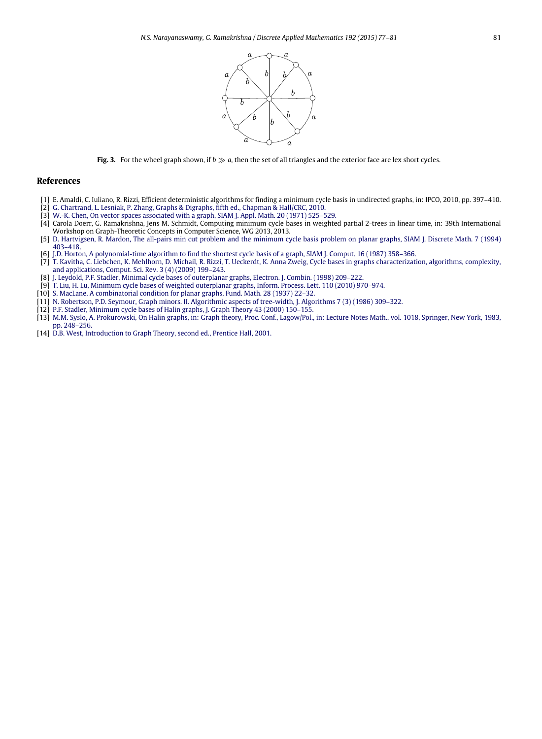a a
a b b b a
b
b
a b b b a
a a

**Fig. 3.** For the wheel graph shown, if $b \gg a$, then the set of all triangles and the exterior face are lex short cycles.

## References

[1] E. Amaldi, C. Iuliano, R. Rizzi, Efficient deterministic algorithms for finding a minimum cycle basis in undirected graphs, in: IPCO, 2010, pp. 397–410.

[2] G. Chartrand, L. Lesniak, P. Zhang, Graphs & Digraphs, fifth ed., Chapman & Hall/CRC, 2010.

[3] W.-K. Chen, On vector spaces associated with a graph, SIAM J. Appl. Math. 20 (1971) 525–529.

[4] Carola Doerr, G. Ramakrishna, Jens M. Schmidt, Computing minimum cycle bases in weighted partial 2-trees in linear time, in: 39th International Workshop on Graph-Theoretic Concepts in Computer Science, WG 2013, 2013.

[5] D. Hartvigsen, R. Mardon, The all-pairs min cut problem and the minimum cycle basis problem on planar graphs, SIAM J. Discrete Math. 7 (1994) 403–418.

[6] J.D. Horton, A polynomial-time algorithm to find the shortest cycle basis of a graph, SIAM J. Comput. 16 (1987) 358–366.

[7] T. Kavitha, C. Liebchen, K. Mehlhorn, D. Michail, R. Rizzi, T. Ueckerdt, K. Anna Zweig, Cycle bases in graphs characterization, algorithms, complexity, and applications, Comput. Sci. Rev. 3 (4) (2009) 199–243.

[8] J. Leydold, P.F. Stadler, Minimal cycle bases of outerplanar graphs, Electron. J. Combin. (1998) 209–222.

[9] T. Liu, H. Lu, Minimum cycle bases of weighted outerplanar graphs, Inform. Process. Lett. 110 (2010) 970–974.

[10] S. MacLane, A combinatorial condition for planar graphs, Fund. Math. 28 (1937) 22–32.

[11] N. Robertson, P.D. Seymour, Graph minors. II. Algorithmic aspects of tree-width, J. Algorithms 7 (3) (1986) 309–322.

[12] P.F. Stadler, Minimum cycle bases of Halin graphs, J. Graph Theory 43 (2000) 150–155.

[13] M.M. Syslo, A. Prokurowski, On Halin graphs, in: Graph theory, Proc. Conf., Lagow/Pol., in: Lecture Notes Math., vol. 1018, Springer, New York, 1983, pp. 248–256.

[14] D.B. West, Introduction to Graph Theory, second ed., Prentice Hall, 2001.